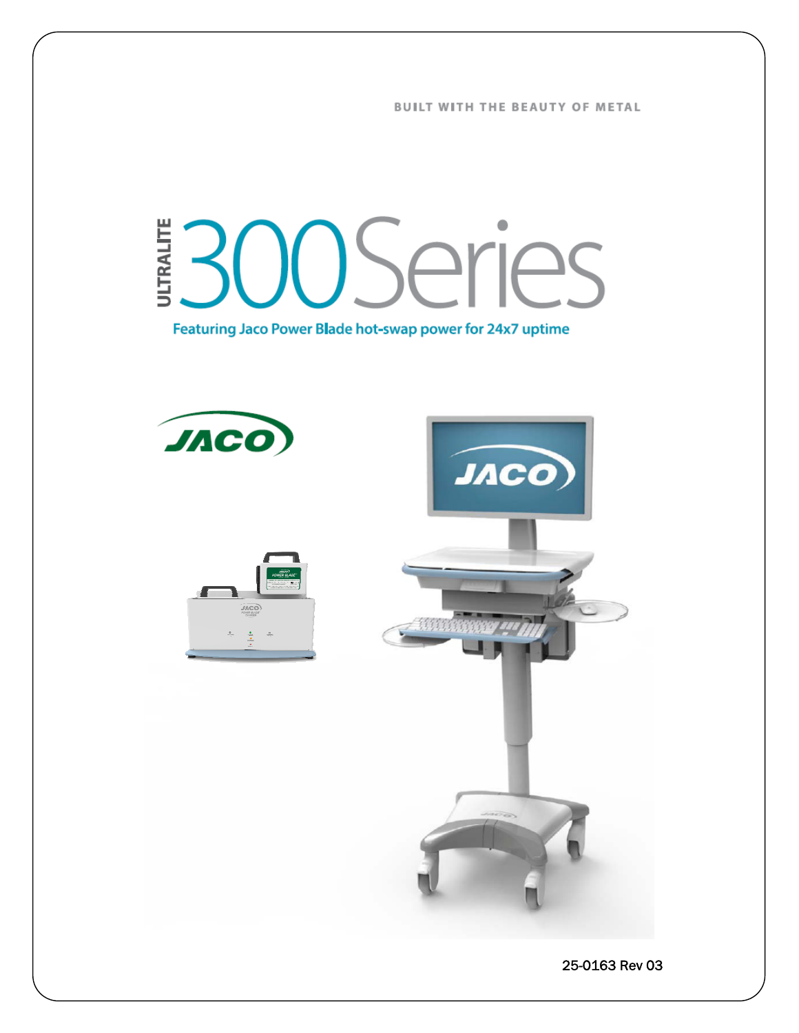BUILT WITH THE BEAUTY OF METAL

# ULTRALITE 300 Series

Featuring Jaco Power Blade hot-swap power for 24x7 uptime

25-0163 Rev 03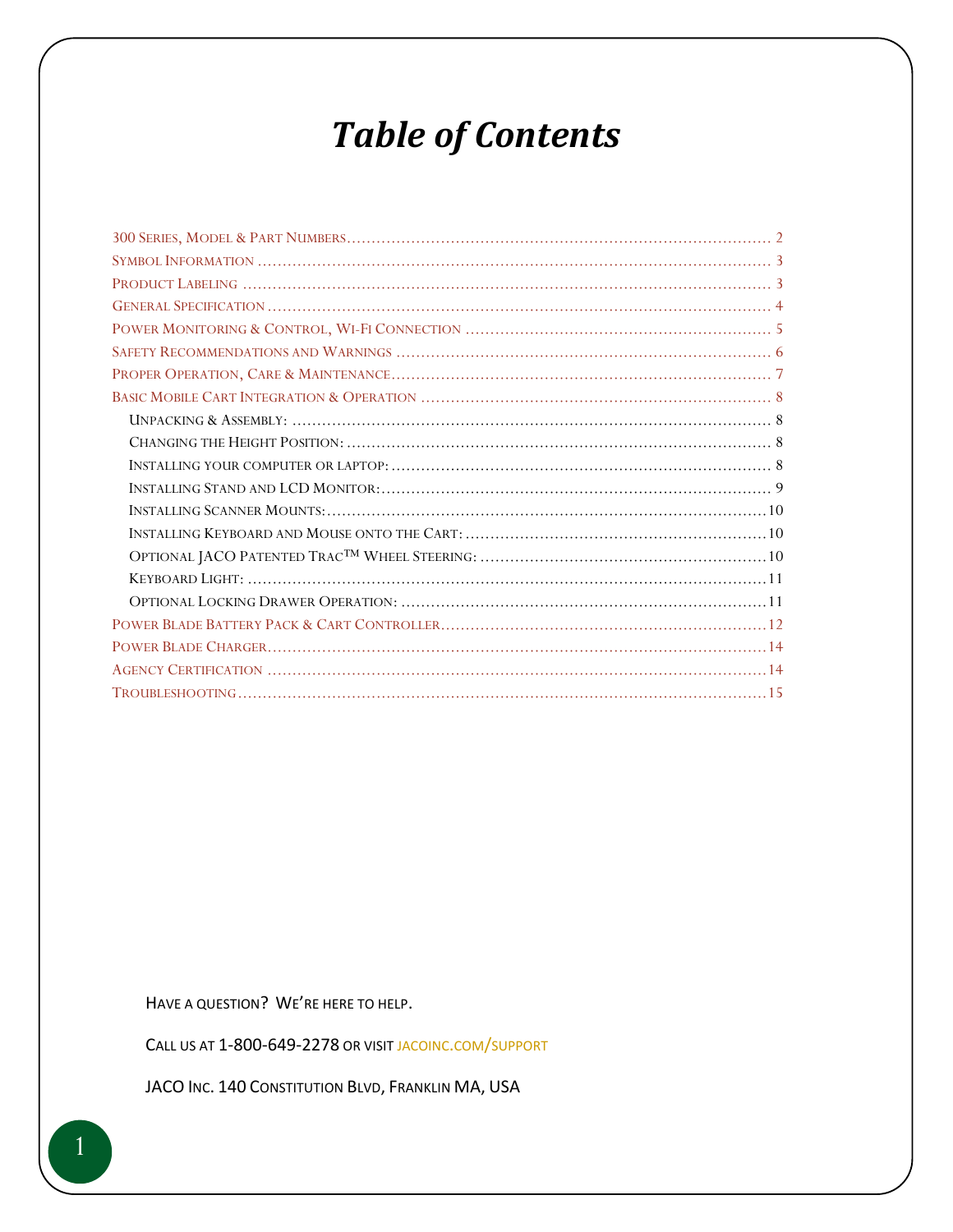# *Table of Contents*

- 300 Series, Model & Part Numbers ............ 2
- Symbol Information ............ 3
- Product Labeling ............ 3
- General Specification ............ 4
- Power Monitoring & Control, Wi-Fi Connection ............ 5
- Safety Recommendations and Warnings ............ 6
- Proper Operation, Care & Maintenance ............ 7
- Basic Mobile Cart Integration & Operation ............ 8
  - Unpacking & Assembly: ............ 8
  - Changing the Height Position: ............ 8
  - Installing your computer or laptop: ............ 8
  - Installing Stand and LCD Monitor: ............ 9
  - Installing Scanner Mounts: ............ 10
  - Installing Keyboard and Mouse onto the Cart: ............ 10
  - Optional JACO Patented Trac™ Wheel Steering: ............ 10
  - Keyboard Light: ............ 11
  - Optional Locking Drawer Operation: ............ 11
- Power Blade Battery Pack & Cart Controller ............ 12
- Power Blade Charger ............ 14
- Agency Certification ............ 14
- Troubleshooting ............ 15

Have a question? We're here to help.

Call us at 1-800-649-2278 or visit jacoinc.com/support

JACO Inc. 140 Constitution Blvd, Franklin MA, USA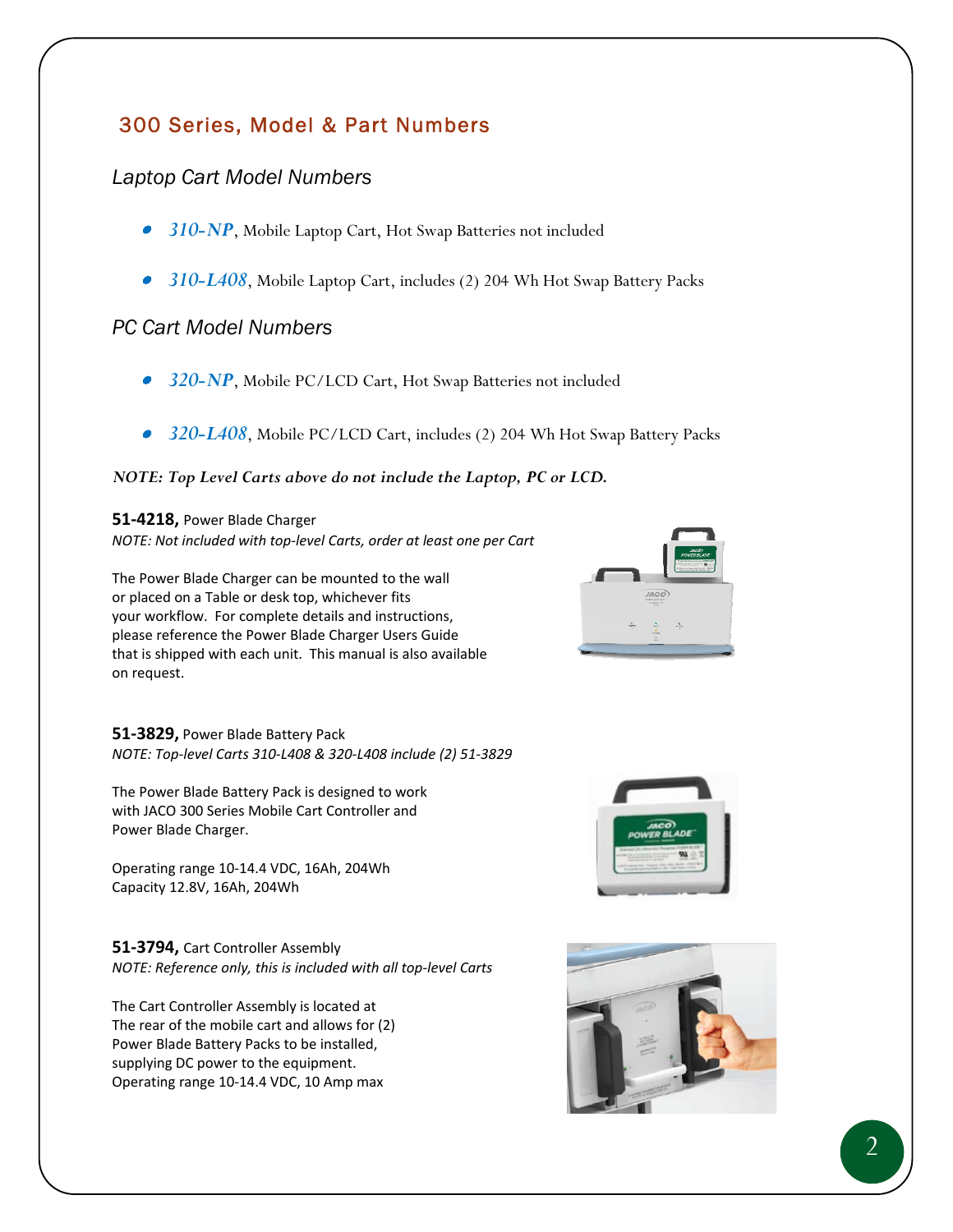## 300 Series, Model & Part Numbers

### Laptop Cart Model Numbers

- ***310-NP***, Mobile Laptop Cart, Hot Swap Batteries not included
- ***310-L408***, Mobile Laptop Cart, includes (2) 204 Wh Hot Swap Battery Packs

### PC Cart Model Numbers

- ***320-NP***, Mobile PC/LCD Cart, Hot Swap Batteries not included
- ***320-L408***, Mobile PC/LCD Cart, includes (2) 204 Wh Hot Swap Battery Packs

***NOTE: Top Level Carts above do not include the Laptop, PC or LCD.***

**51-4218,** Power Blade Charger
*NOTE: Not included with top-level Carts, order at least one per Cart*

The Power Blade Charger can be mounted to the wall or placed on a Table or desk top, whichever fits your workflow. For complete details and instructions, please reference the Power Blade Charger Users Guide that is shipped with each unit. This manual is also available on request.

**51-3829,** Power Blade Battery Pack
*NOTE: Top-level Carts 310-L408 & 320-L408 include (2) 51-3829*

The Power Blade Battery Pack is designed to work with JACO 300 Series Mobile Cart Controller and Power Blade Charger.

Operating range 10-14.4 VDC, 16Ah, 204Wh
Capacity 12.8V, 16Ah, 204Wh

**51-3794,** Cart Controller Assembly
*NOTE: Reference only, this is included with all top-level Carts*

The Cart Controller Assembly is located at The rear of the mobile cart and allows for (2) Power Blade Battery Packs to be installed, supplying DC power to the equipment.
Operating range 10-14.4 VDC, 10 Amp max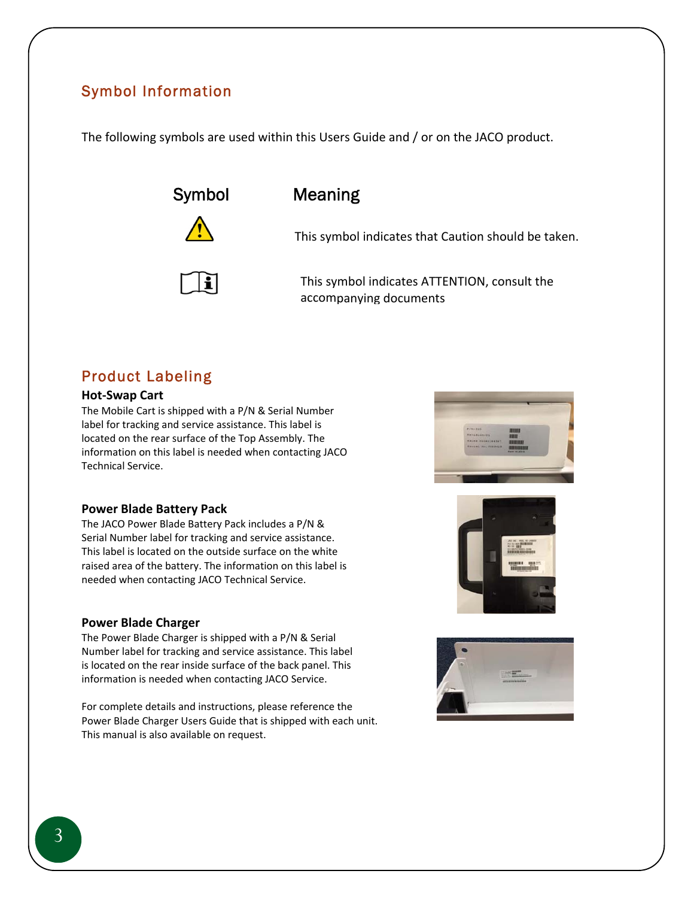## Symbol Information

The following symbols are used within this Users Guide and / or on the JACO product.

| Symbol | Meaning |
| --- | --- |
| ⚠ | This symbol indicates that Caution should be taken. |
| 🕮 | This symbol indicates ATTENTION, consult the accompanying documents |

## Product Labeling

### Hot-Swap Cart

The Mobile Cart is shipped with a P/N & Serial Number label for tracking and service assistance. This label is located on the rear surface of the Top Assembly. The information on this label is needed when contacting JACO Technical Service.

### Power Blade Battery Pack

The JACO Power Blade Battery Pack includes a P/N & Serial Number label for tracking and service assistance. This label is located on the outside surface on the white raised area of the battery. The information on this label is needed when contacting JACO Technical Service.

### Power Blade Charger

The Power Blade Charger is shipped with a P/N & Serial Number label for tracking and service assistance. This label is located on the rear inside surface of the back panel. This information is needed when contacting JACO Service.

For complete details and instructions, please reference the Power Blade Charger Users Guide that is shipped with each unit. This manual is also available on request.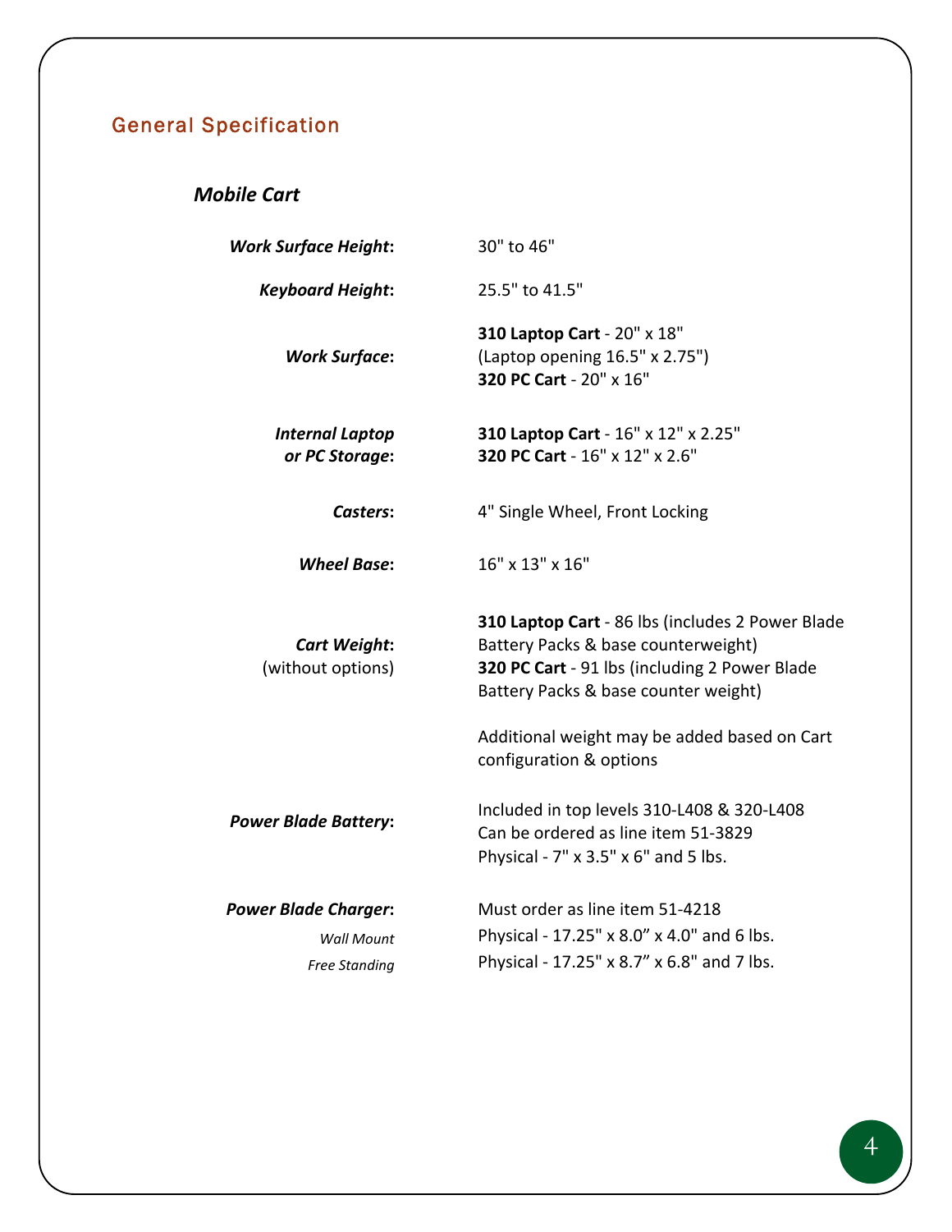## General Specification

### *Mobile Cart*

| | |
|---|---|
| ***Work Surface Height*:** | 30" to 46" |
| ***Keyboard Height*:** | 25.5" to 41.5" |
| ***Work Surface*:** | **310 Laptop Cart** - 20" x 18"<br>(Laptop opening 16.5" x 2.75")<br>**320 PC Cart** - 20" x 16" |
| ***Internal Laptop or PC Storage*:** | **310 Laptop Cart** - 16" x 12" x 2.25"<br>**320 PC Cart** - 16" x 12" x 2.6" |
| ***Casters*:** | 4" Single Wheel, Front Locking |
| ***Wheel Base*:** | 16" x 13" x 16" |
| ***Cart Weight*:**<br>(without options) | **310 Laptop Cart** - 86 lbs (includes 2 Power Blade Battery Packs & base counterweight)<br>**320 PC Cart** - 91 lbs (including 2 Power Blade Battery Packs & base counter weight)<br><br>Additional weight may be added based on Cart configuration & options |
| ***Power Blade Battery*:** | Included in top levels 310-L408 & 320-L408<br>Can be ordered as line item 51-3829<br>Physical - 7" x 3.5" x 6" and 5 lbs. |
| ***Power Blade Charger*:** | Must order as line item 51-4218 |
| *Wall Mount* | Physical - 17.25" x 8.0” x 4.0" and 6 lbs. |
| *Free Standing* | Physical - 17.25" x 8.7” x 6.8" and 7 lbs. |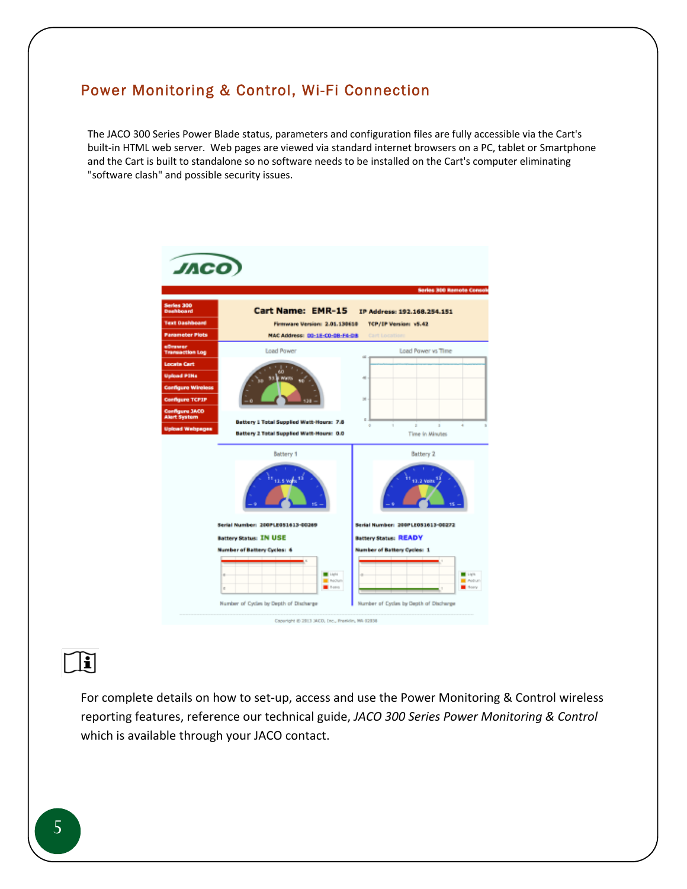## Power Monitoring & Control, Wi-Fi Connection

The JACO 300 Series Power Blade status, parameters and configuration files are fully accessible via the Cart's built-in HTML web server. Web pages are viewed via standard internet browsers on a PC, tablet or Smartphone and the Cart is built to standalone so no software needs to be installed on the Cart's computer eliminating "software clash" and possible security issues.

For complete details on how to set-up, access and use the Power Monitoring & Control wireless reporting features, reference our technical guide, *JACO 300 Series Power Monitoring & Control* which is available through your JACO contact.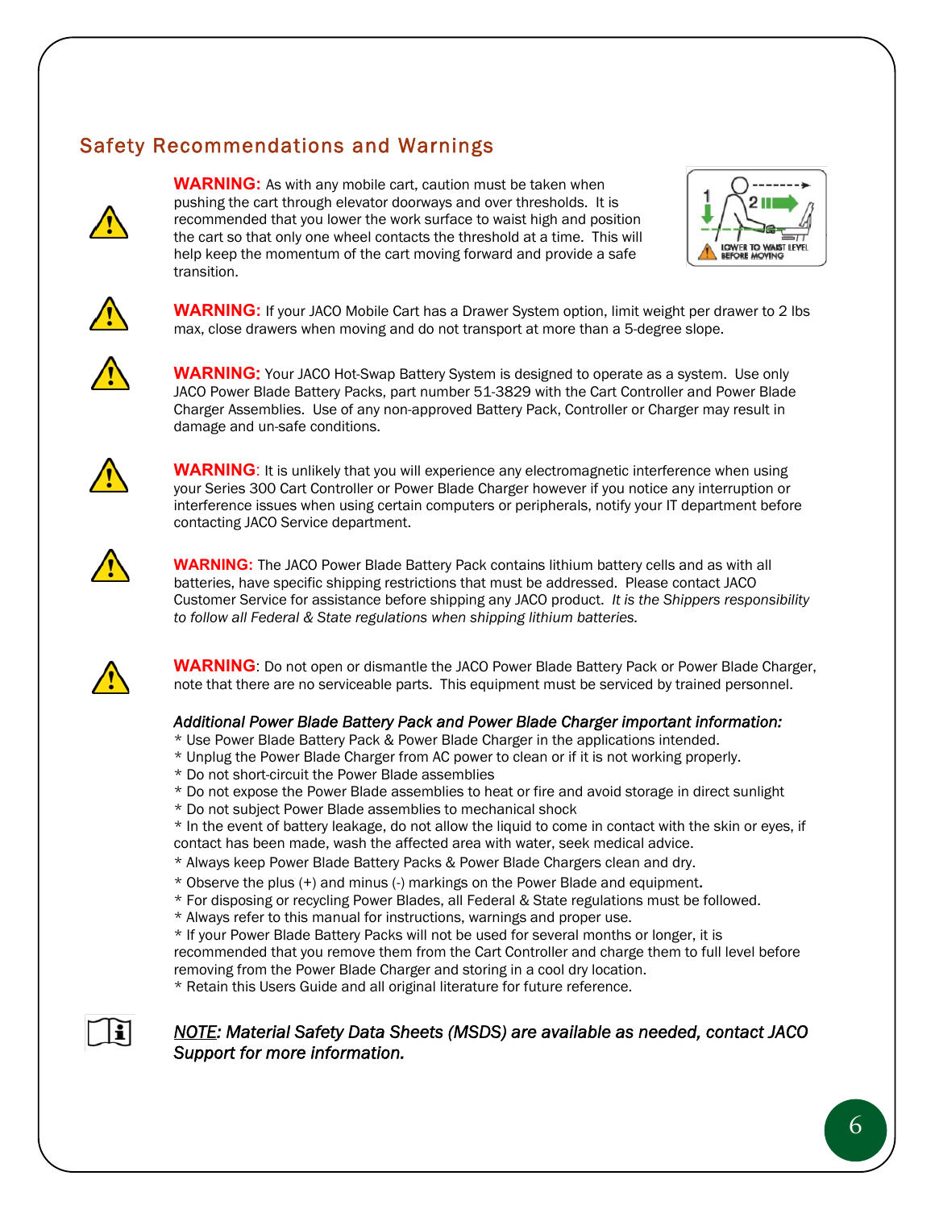## Safety Recommendations and Warnings

**WARNING:** As with any mobile cart, caution must be taken when pushing the cart through elevator doorways and over thresholds. It is recommended that you lower the work surface to waist high and position the cart so that only one wheel contacts the threshold at a time. This will help keep the momentum of the cart moving forward and provide a safe transition.

**WARNING:** If your JACO Mobile Cart has a Drawer System option, limit weight per drawer to 2 lbs max, close drawers when moving and do not transport at more than a 5-degree slope.

**WARNING:** Your JACO Hot-Swap Battery System is designed to operate as a system. Use only JACO Power Blade Battery Packs, part number 51-3829 with the Cart Controller and Power Blade Charger Assemblies. Use of any non-approved Battery Pack, Controller or Charger may result in damage and un-safe conditions.

**WARNING**: It is unlikely that you will experience any electromagnetic interference when using your Series 300 Cart Controller or Power Blade Charger however if you notice any interruption or interference issues when using certain computers or peripherals, notify your IT department before contacting JACO Service department.

**WARNING:** The JACO Power Blade Battery Pack contains lithium battery cells and as with all batteries, have specific shipping restrictions that must be addressed. Please contact JACO Customer Service for assistance before shipping any JACO product. *It is the Shippers responsibility to follow all Federal & State regulations when shipping lithium batteries.*

**WARNING**: Do not open or dismantle the JACO Power Blade Battery Pack or Power Blade Charger, note that there are no serviceable parts. This equipment must be serviced by trained personnel.

*Additional Power Blade Battery Pack and Power Blade Charger important information:*

* Use Power Blade Battery Pack & Power Blade Charger in the applications intended.
* Unplug the Power Blade Charger from AC power to clean or if it is not working properly.
* Do not short-circuit the Power Blade assemblies
* Do not expose the Power Blade assemblies to heat or fire and avoid storage in direct sunlight
* Do not subject Power Blade assemblies to mechanical shock
* In the event of battery leakage, do not allow the liquid to come in contact with the skin or eyes, if contact has been made, wash the affected area with water, seek medical advice.
* Always keep Power Blade Battery Packs & Power Blade Chargers clean and dry.
* Observe the plus (+) and minus (-) markings on the Power Blade and equipment.
* For disposing or recycling Power Blades, all Federal & State regulations must be followed.
* Always refer to this manual for instructions, warnings and proper use.
* If your Power Blade Battery Packs will not be used for several months or longer, it is recommended that you remove them from the Cart Controller and charge them to full level before removing from the Power Blade Charger and storing in a cool dry location.
* Retain this Users Guide and all original literature for future reference.

***NOTE**: Material Safety Data Sheets (MSDS) are available as needed, contact JACO Support for more information.*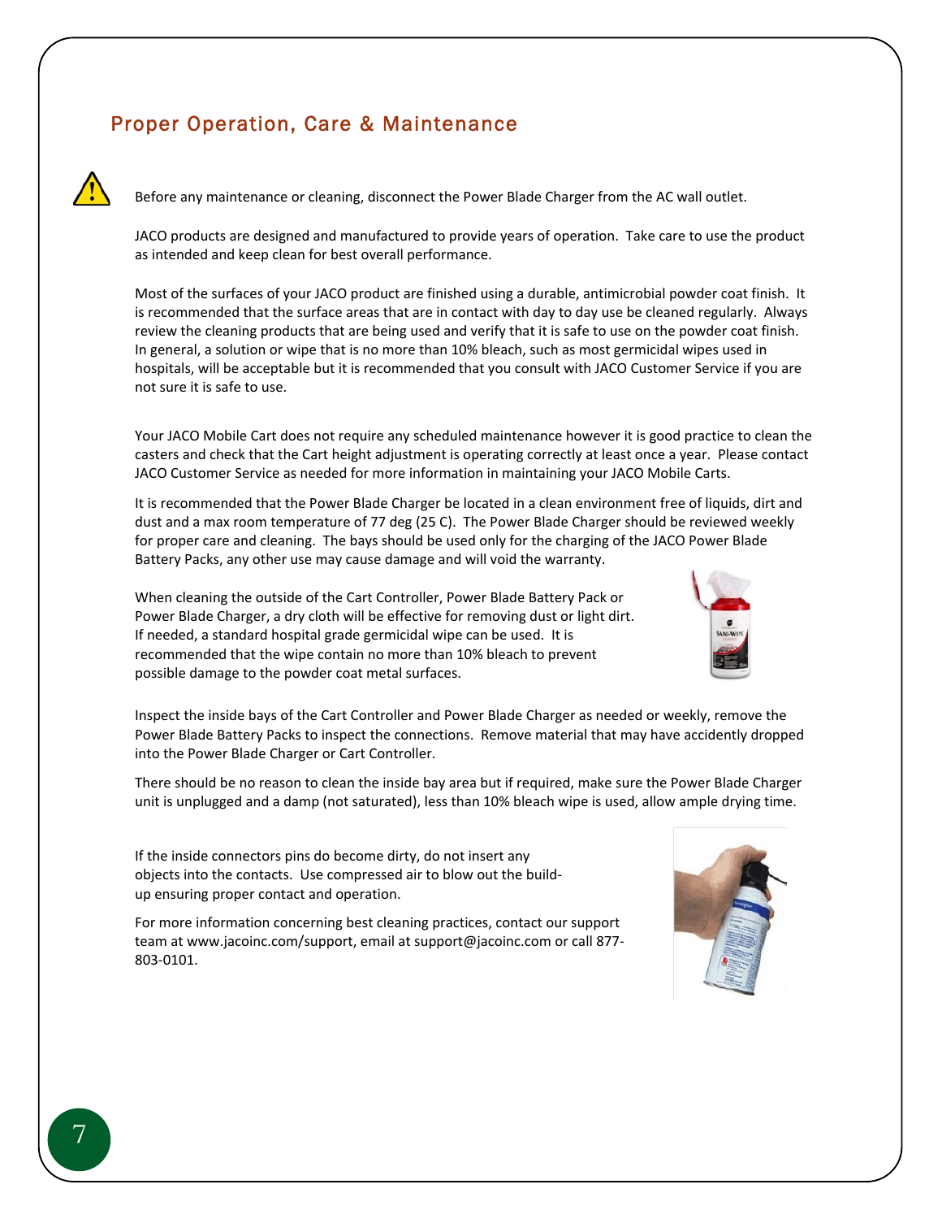## Proper Operation, Care & Maintenance

⚠ Before any maintenance or cleaning, disconnect the Power Blade Charger from the AC wall outlet.

JACO products are designed and manufactured to provide years of operation. Take care to use the product as intended and keep clean for best overall performance.

Most of the surfaces of your JACO product are finished using a durable, antimicrobial powder coat finish. It is recommended that the surface areas that are in contact with day to day use be cleaned regularly. Always review the cleaning products that are being used and verify that it is safe to use on the powder coat finish. In general, a solution or wipe that is no more than 10% bleach, such as most germicidal wipes used in hospitals, will be acceptable but it is recommended that you consult with JACO Customer Service if you are not sure it is safe to use.

Your JACO Mobile Cart does not require any scheduled maintenance however it is good practice to clean the casters and check that the Cart height adjustment is operating correctly at least once a year. Please contact JACO Customer Service as needed for more information in maintaining your JACO Mobile Carts.

It is recommended that the Power Blade Charger be located in a clean environment free of liquids, dirt and dust and a max room temperature of 77 deg (25 C). The Power Blade Charger should be reviewed weekly for proper care and cleaning. The bays should be used only for the charging of the JACO Power Blade Battery Packs, any other use may cause damage and will void the warranty.

When cleaning the outside of the Cart Controller, Power Blade Battery Pack or Power Blade Charger, a dry cloth will be effective for removing dust or light dirt. If needed, a standard hospital grade germicidal wipe can be used. It is recommended that the wipe contain no more than 10% bleach to prevent possible damage to the powder coat metal surfaces.

Inspect the inside bays of the Cart Controller and Power Blade Charger as needed or weekly, remove the Power Blade Battery Packs to inspect the connections. Remove material that may have accidently dropped into the Power Blade Charger or Cart Controller.

There should be no reason to clean the inside bay area but if required, make sure the Power Blade Charger unit is unplugged and a damp (not saturated), less than 10% bleach wipe is used, allow ample drying time.

If the inside connectors pins do become dirty, do not insert any objects into the contacts. Use compressed air to blow out the build-up ensuring proper contact and operation.

For more information concerning best cleaning practices, contact our support team at www.jacoinc.com/support, email at support@jacoinc.com or call 877-803-0101.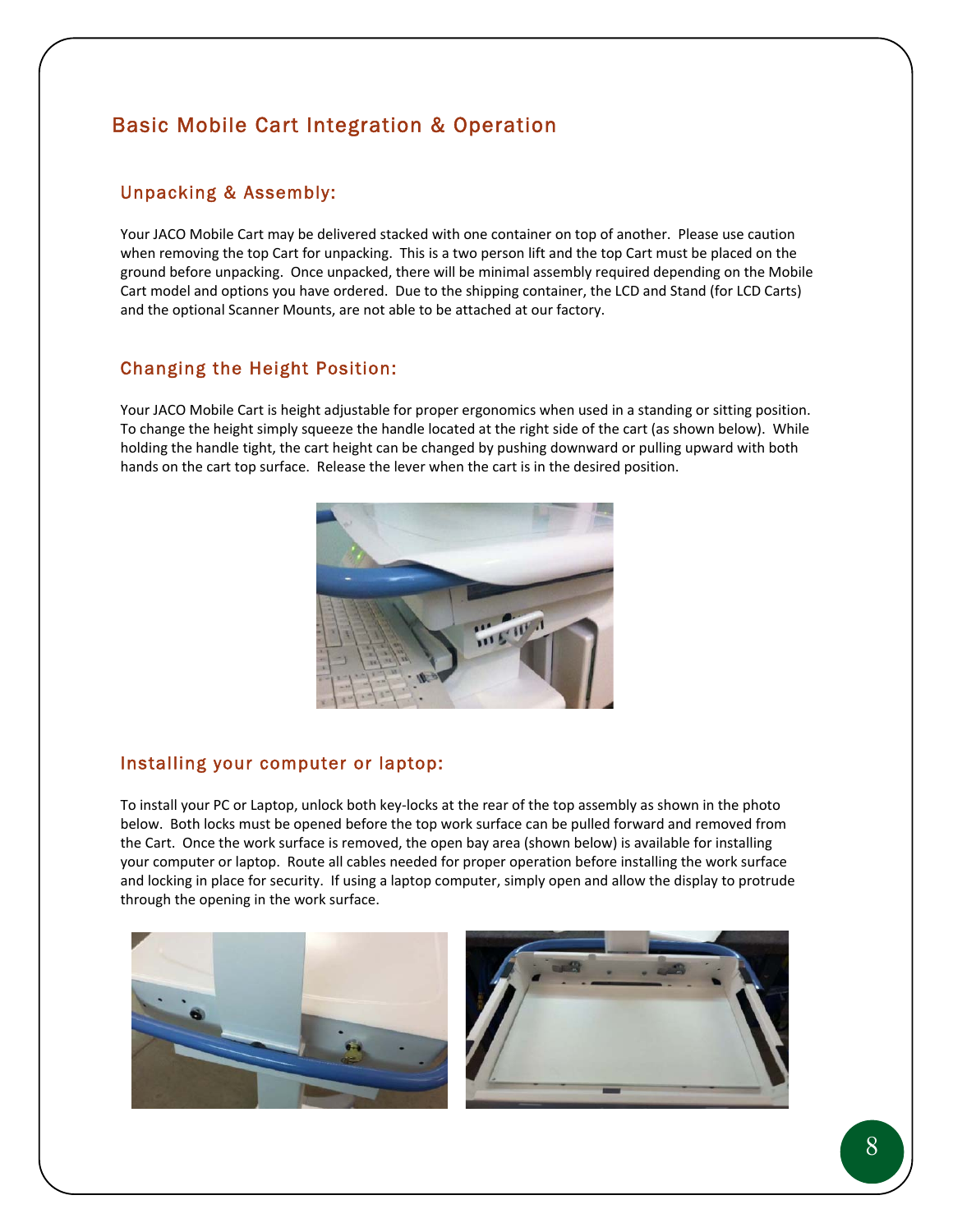# Basic Mobile Cart Integration & Operation

## Unpacking & Assembly:

Your JACO Mobile Cart may be delivered stacked with one container on top of another. Please use caution when removing the top Cart for unpacking. This is a two person lift and the top Cart must be placed on the ground before unpacking. Once unpacked, there will be minimal assembly required depending on the Mobile Cart model and options you have ordered. Due to the shipping container, the LCD and Stand (for LCD Carts) and the optional Scanner Mounts, are not able to be attached at our factory.

## Changing the Height Position:

Your JACO Mobile Cart is height adjustable for proper ergonomics when used in a standing or sitting position. To change the height simply squeeze the handle located at the right side of the cart (as shown below). While holding the handle tight, the cart height can be changed by pushing downward or pulling upward with both hands on the cart top surface. Release the lever when the cart is in the desired position.

## Installing your computer or laptop:

To install your PC or Laptop, unlock both key-locks at the rear of the top assembly as shown in the photo below. Both locks must be opened before the top work surface can be pulled forward and removed from the Cart. Once the work surface is removed, the open bay area (shown below) is available for installing your computer or laptop. Route all cables needed for proper operation before installing the work surface and locking in place for security. If using a laptop computer, simply open and allow the display to protrude through the opening in the work surface.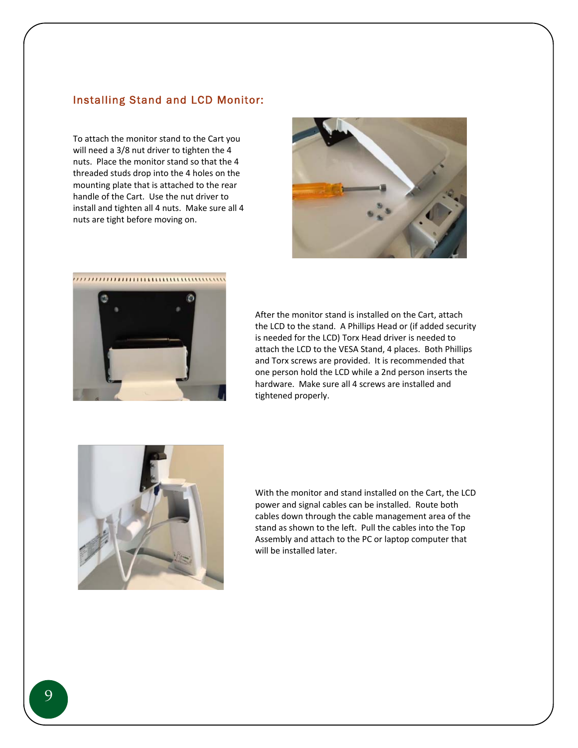## Installing Stand and LCD Monitor:

To attach the monitor stand to the Cart you will need a 3/8 nut driver to tighten the 4 nuts. Place the monitor stand so that the 4 threaded studs drop into the 4 holes on the mounting plate that is attached to the rear handle of the Cart. Use the nut driver to install and tighten all 4 nuts. Make sure all 4 nuts are tight before moving on.

After the monitor stand is installed on the Cart, attach the LCD to the stand. A Phillips Head or (if added security is needed for the LCD) Torx Head driver is needed to attach the LCD to the VESA Stand, 4 places. Both Phillips and Torx screws are provided. It is recommended that one person hold the LCD while a 2nd person inserts the hardware. Make sure all 4 screws are installed and tightened properly.

With the monitor and stand installed on the Cart, the LCD power and signal cables can be installed. Route both cables down through the cable management area of the stand as shown to the left. Pull the cables into the Top Assembly and attach to the PC or laptop computer that will be installed later.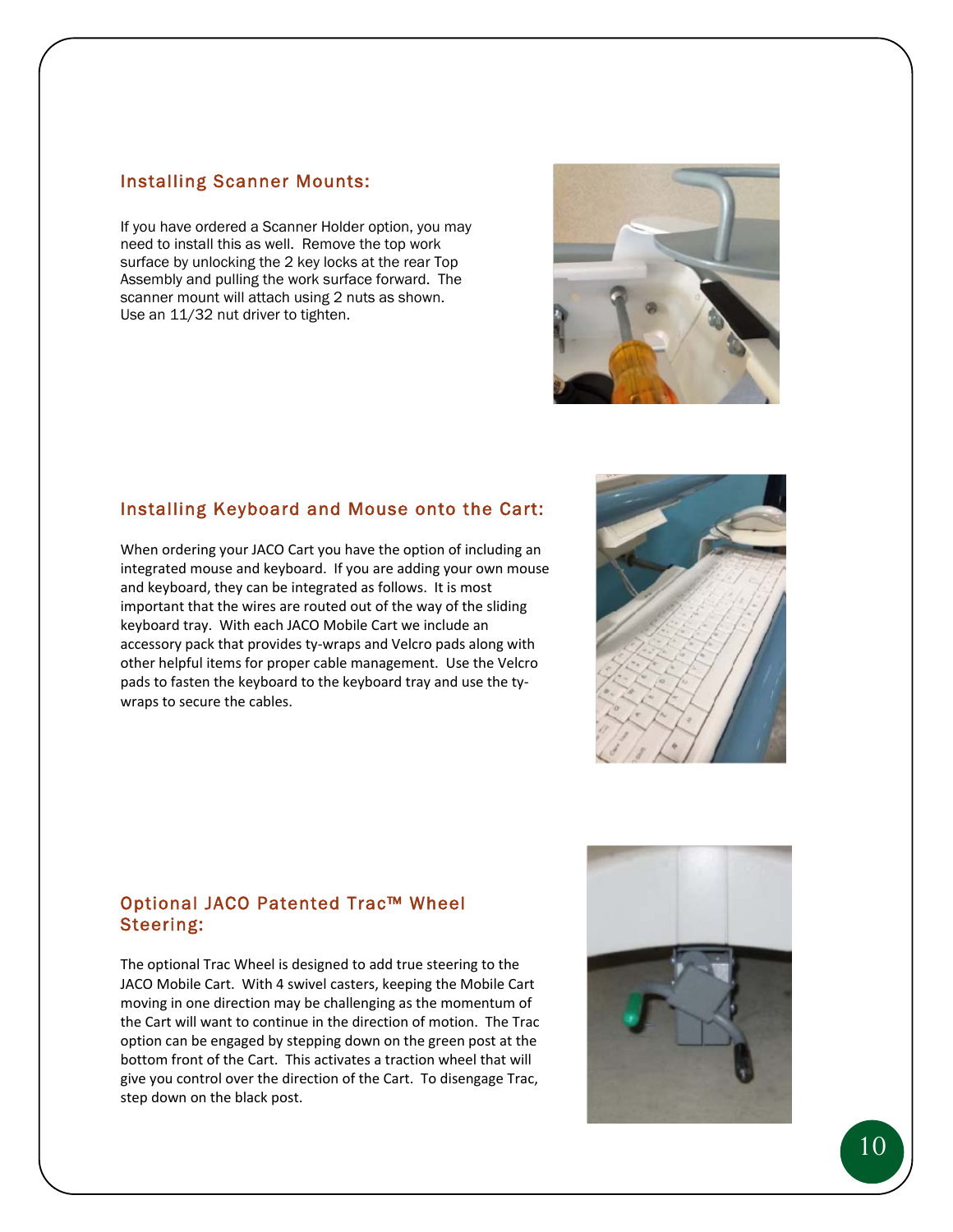## Installing Scanner Mounts:

If you have ordered a Scanner Holder option, you may need to install this as well. Remove the top work surface by unlocking the 2 key locks at the rear Top Assembly and pulling the work surface forward. The scanner mount will attach using 2 nuts as shown. Use an 11/32 nut driver to tighten.

## Installing Keyboard and Mouse onto the Cart:

When ordering your JACO Cart you have the option of including an integrated mouse and keyboard. If you are adding your own mouse and keyboard, they can be integrated as follows. It is most important that the wires are routed out of the way of the sliding keyboard tray. With each JACO Mobile Cart we include an accessory pack that provides ty-wraps and Velcro pads along with other helpful items for proper cable management. Use the Velcro pads to fasten the keyboard to the keyboard tray and use the ty-wraps to secure the cables.

## Optional JACO Patented Trac™ Wheel Steering:

The optional Trac Wheel is designed to add true steering to the JACO Mobile Cart. With 4 swivel casters, keeping the Mobile Cart moving in one direction may be challenging as the momentum of the Cart will want to continue in the direction of motion. The Trac option can be engaged by stepping down on the green post at the bottom front of the Cart. This activates a traction wheel that will give you control over the direction of the Cart. To disengage Trac, step down on the black post.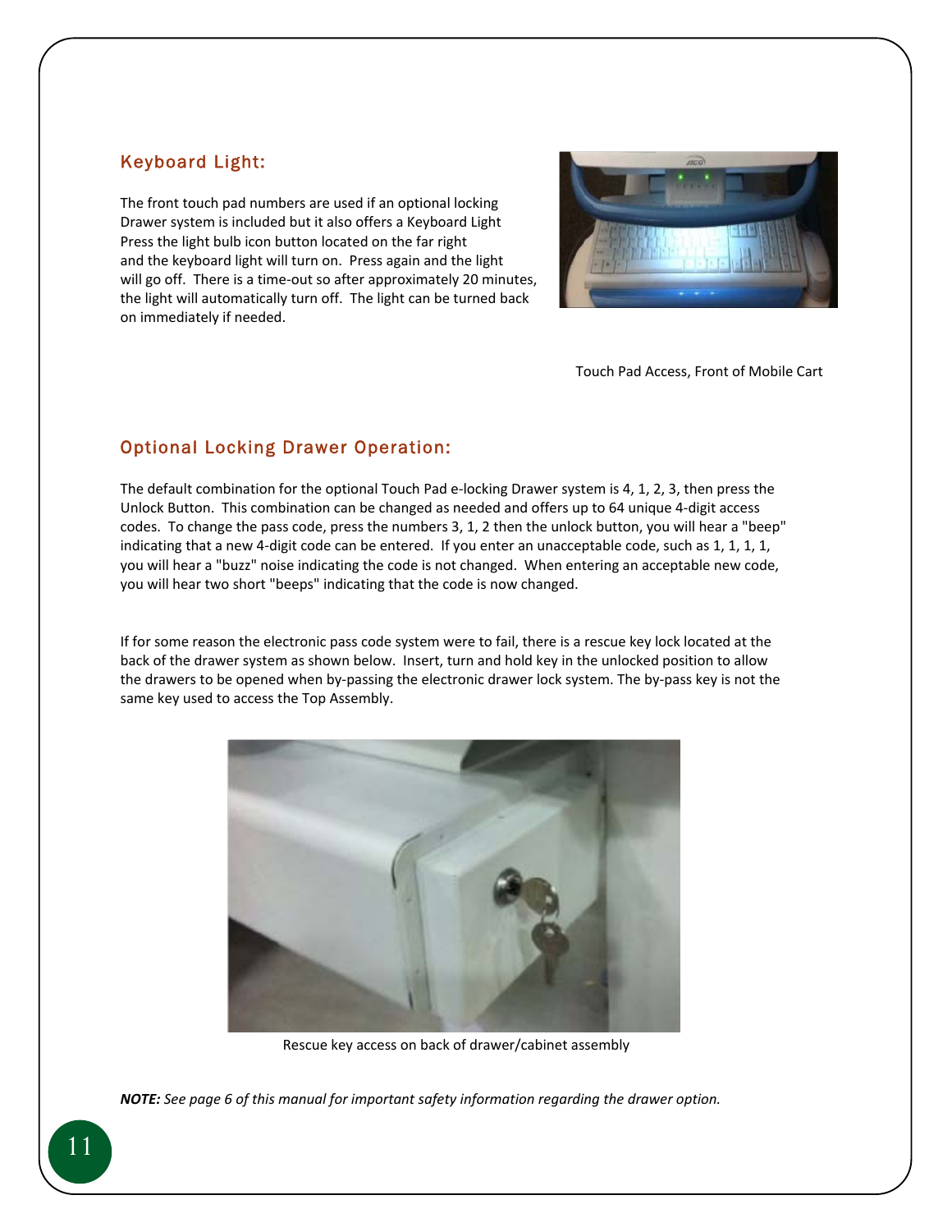## Keyboard Light:

The front touch pad numbers are used if an optional locking Drawer system is included but it also offers a Keyboard Light Press the light bulb icon button located on the far right and the keyboard light will turn on. Press again and the light will go off. There is a time-out so after approximately 20 minutes, the light will automatically turn off. The light can be turned back on immediately if needed.

Touch Pad Access, Front of Mobile Cart

## Optional Locking Drawer Operation:

The default combination for the optional Touch Pad e-locking Drawer system is 4, 1, 2, 3, then press the Unlock Button. This combination can be changed as needed and offers up to 64 unique 4-digit access codes. To change the pass code, press the numbers 3, 1, 2 then the unlock button, you will hear a "beep" indicating that a new 4-digit code can be entered. If you enter an unacceptable code, such as 1, 1, 1, 1, you will hear a "buzz" noise indicating the code is not changed. When entering an acceptable new code, you will hear two short "beeps" indicating that the code is now changed.

If for some reason the electronic pass code system were to fail, there is a rescue key lock located at the back of the drawer system as shown below. Insert, turn and hold key in the unlocked position to allow the drawers to be opened when by-passing the electronic drawer lock system. The by-pass key is not the same key used to access the Top Assembly.

Rescue key access on back of drawer/cabinet assembly

***NOTE:*** *See page 6 of this manual for important safety information regarding the drawer option.*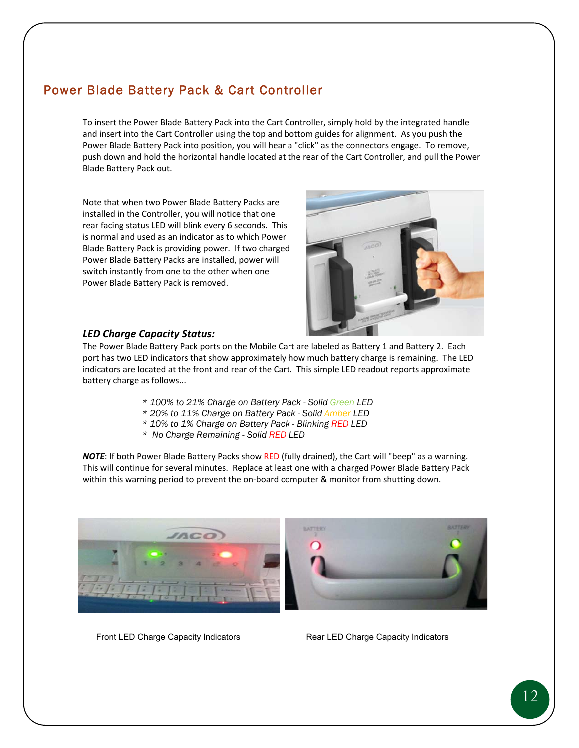## Power Blade Battery Pack & Cart Controller

To insert the Power Blade Battery Pack into the Cart Controller, simply hold by the integrated handle and insert into the Cart Controller using the top and bottom guides for alignment. As you push the Power Blade Battery Pack into position, you will hear a "click" as the connectors engage. To remove, push down and hold the horizontal handle located at the rear of the Cart Controller, and pull the Power Blade Battery Pack out.

Note that when two Power Blade Battery Packs are installed in the Controller, you will notice that one rear facing status LED will blink every 6 seconds. This is normal and used as an indicator as to which Power Blade Battery Pack is providing power. If two charged Power Blade Battery Packs are installed, power will switch instantly from one to the other when one Power Blade Battery Pack is removed.

### *LED Charge Capacity Status:*

The Power Blade Battery Pack ports on the Mobile Cart are labeled as Battery 1 and Battery 2. Each port has two LED indicators that show approximately how much battery charge is remaining. The LED indicators are located at the front and rear of the Cart. This simple LED readout reports approximate battery charge as follows...

- *100% to 21% Charge on Battery Pack - Solid Green LED*
- *20% to 11% Charge on Battery Pack - Solid Amber LED*
- *10% to 1% Charge on Battery Pack - Blinking RED LED*
- *No Charge Remaining - Solid RED LED*

***NOTE***: If both Power Blade Battery Packs show RED (fully drained), the Cart will "beep" as a warning. This will continue for several minutes. Replace at least one with a charged Power Blade Battery Pack within this warning period to prevent the on-board computer & monitor from shutting down.

Front LED Charge Capacity Indicators

Rear LED Charge Capacity Indicators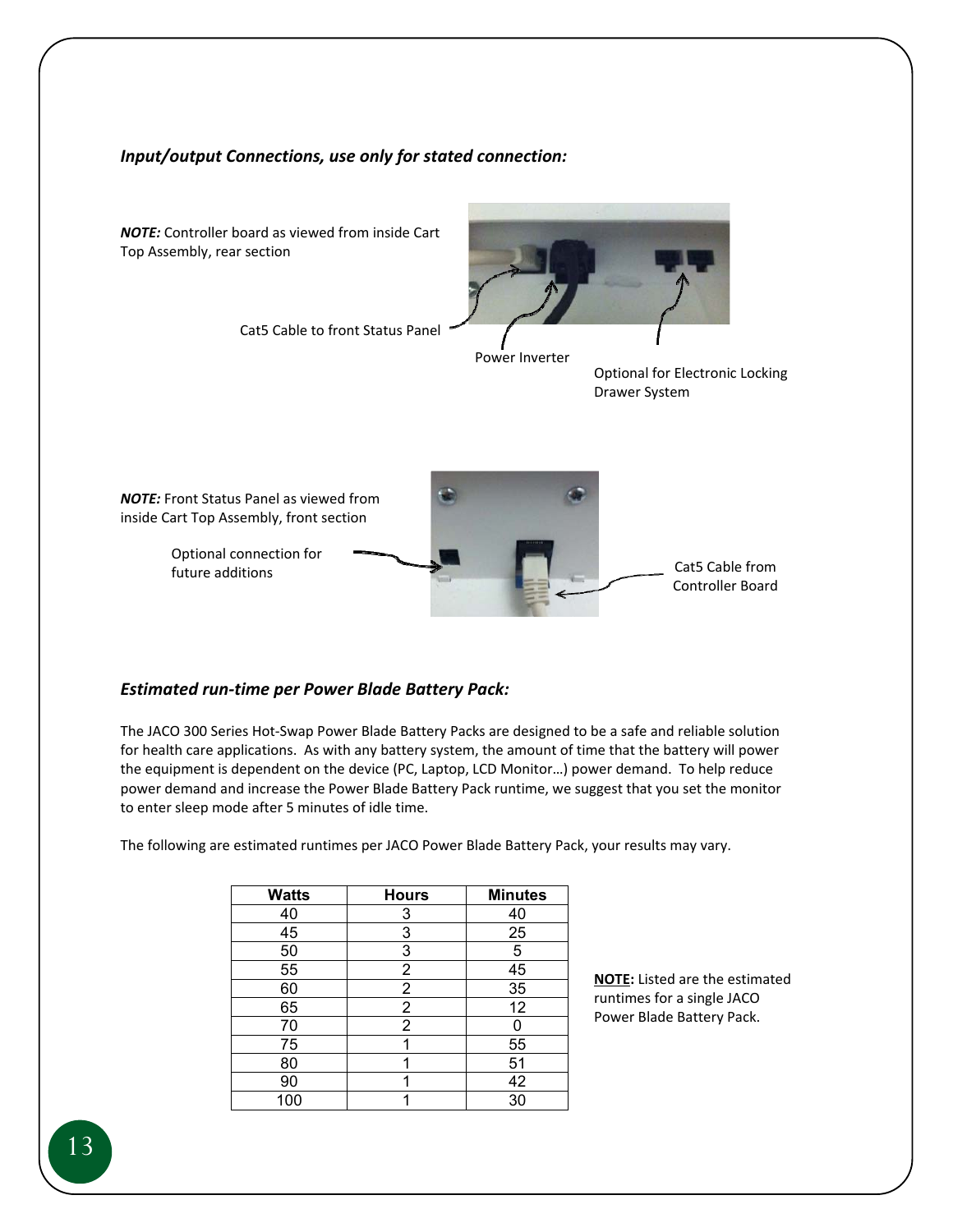### *Input/output Connections, use only for stated connection:*

***NOTE:*** Controller board as viewed from inside Cart Top Assembly, rear section

Cat5 Cable to front Status Panel

Power Inverter

Optional for Electronic Locking Drawer System

***NOTE:*** Front Status Panel as viewed from inside Cart Top Assembly, front section

Optional connection for future additions

Cat5 Cable from Controller Board

### *Estimated run-time per Power Blade Battery Pack:*

The JACO 300 Series Hot-Swap Power Blade Battery Packs are designed to be a safe and reliable solution for health care applications. As with any battery system, the amount of time that the battery will power the equipment is dependent on the device (PC, Laptop, LCD Monitor…) power demand. To help reduce power demand and increase the Power Blade Battery Pack runtime, we suggest that you set the monitor to enter sleep mode after 5 minutes of idle time.

The following are estimated runtimes per JACO Power Blade Battery Pack, your results may vary.

| Watts | Hours | Minutes |
|---|---|---|
| 40 | 3 | 40 |
| 45 | 3 | 25 |
| 50 | 3 | 5 |
| 55 | 2 | 45 |
| 60 | 2 | 35 |
| 65 | 2 | 12 |
| 70 | 2 | 0 |
| 75 | 1 | 55 |
| 80 | 1 | 51 |
| 90 | 1 | 42 |
| 100 | 1 | 30 |

**NOTE:** Listed are the estimated runtimes for a single JACO Power Blade Battery Pack.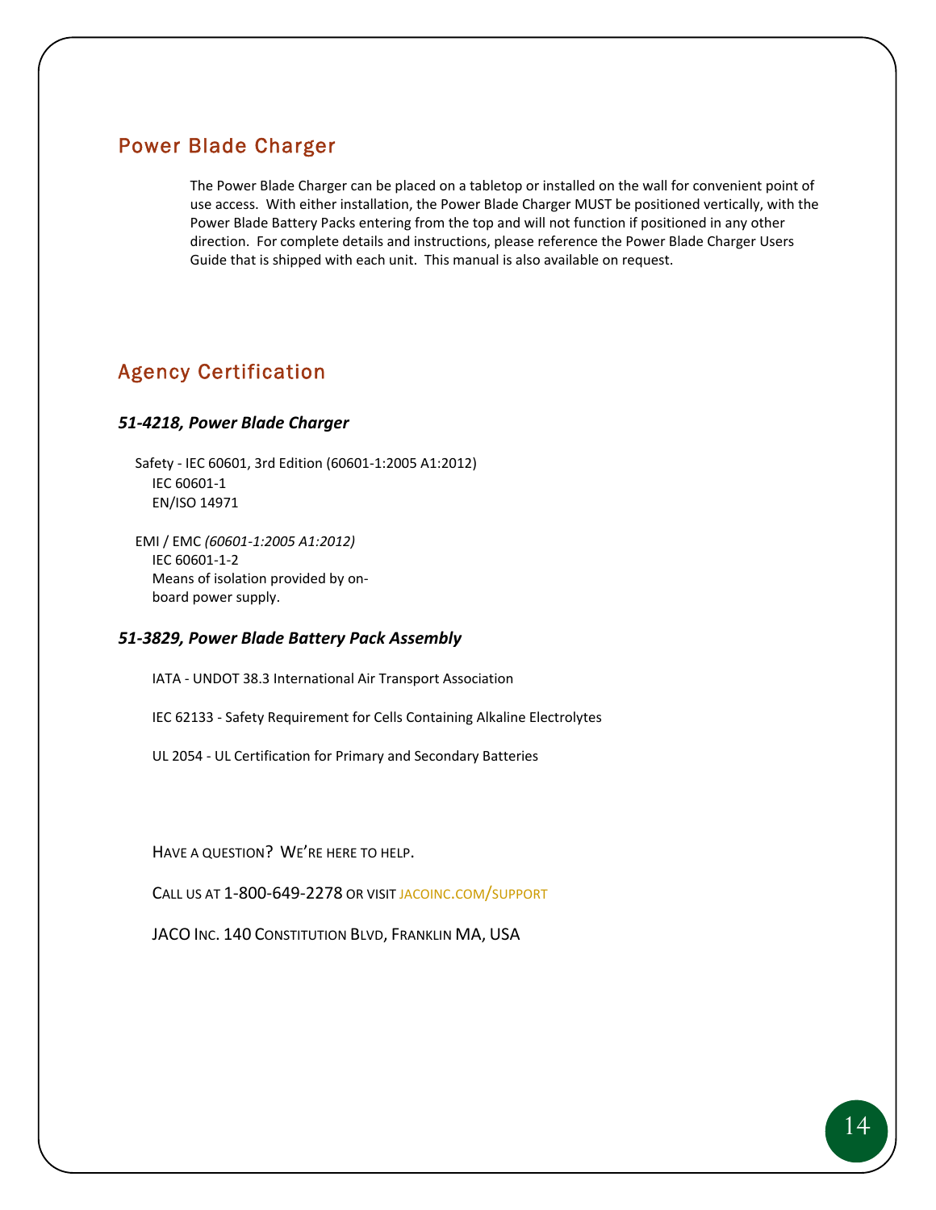## Power Blade Charger

The Power Blade Charger can be placed on a tabletop or installed on the wall for convenient point of use access. With either installation, the Power Blade Charger MUST be positioned vertically, with the Power Blade Battery Packs entering from the top and will not function if positioned in any other direction. For complete details and instructions, please reference the Power Blade Charger Users Guide that is shipped with each unit. This manual is also available on request.

## Agency Certification

### *51-4218, Power Blade Charger*

Safety - IEC 60601, 3rd Edition (60601-1:2005 A1:2012)
IEC 60601-1
EN/ISO 14971

EMI / EMC *(60601-1:2005 A1:2012)*
IEC 60601-1-2
Means of isolation provided by on-board power supply.

### *51-3829, Power Blade Battery Pack Assembly*

IATA - UNDOT 38.3 International Air Transport Association

IEC 62133 - Safety Requirement for Cells Containing Alkaline Electrolytes

UL 2054 - UL Certification for Primary and Secondary Batteries

HAVE A QUESTION? WE'RE HERE TO HELP.

CALL US AT 1-800-649-2278 OR VISIT JACOINC.COM/SUPPORT

JACO INC. 140 CONSTITUTION BLVD, FRANKLIN MA, USA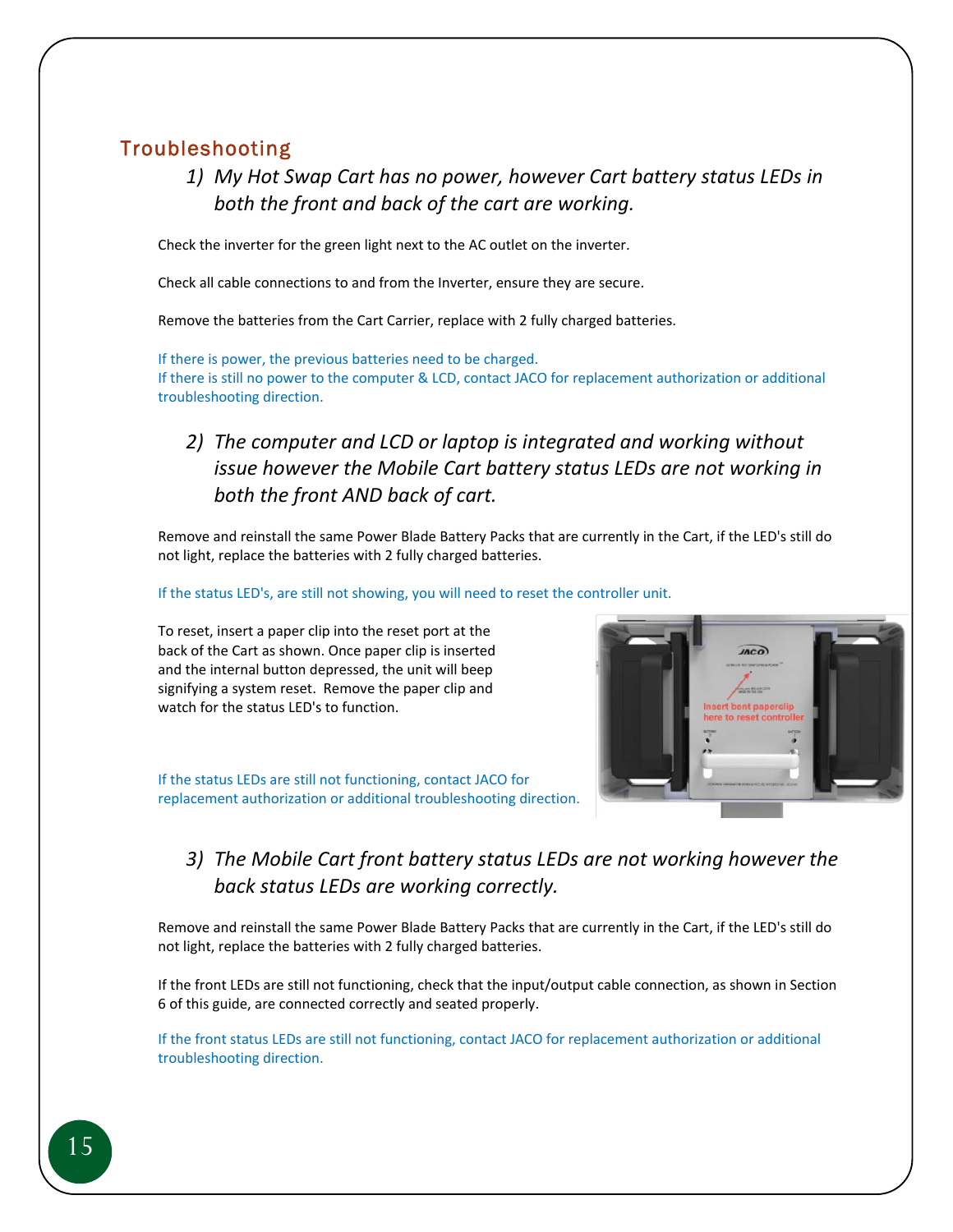## Troubleshooting

### *1) My Hot Swap Cart has no power, however Cart battery status LEDs in both the front and back of the cart are working.*

Check the inverter for the green light next to the AC outlet on the inverter.

Check all cable connections to and from the Inverter, ensure they are secure.

Remove the batteries from the Cart Carrier, replace with 2 fully charged batteries.

If there is power, the previous batteries need to be charged.
If there is still no power to the computer & LCD, contact JACO for replacement authorization or additional troubleshooting direction.

### *2) The computer and LCD or laptop is integrated and working without issue however the Mobile Cart battery status LEDs are not working in both the front AND back of cart.*

Remove and reinstall the same Power Blade Battery Packs that are currently in the Cart, if the LED's still do not light, replace the batteries with 2 fully charged batteries.

If the status LED's, are still not showing, you will need to reset the controller unit.

To reset, insert a paper clip into the reset port at the back of the Cart as shown. Once paper clip is inserted and the internal button depressed, the unit will beep signifying a system reset. Remove the paper clip and watch for the status LED's to function.

If the status LEDs are still not functioning, contact JACO for replacement authorization or additional troubleshooting direction.

### *3) The Mobile Cart front battery status LEDs are not working however the back status LEDs are working correctly.*

Remove and reinstall the same Power Blade Battery Packs that are currently in the Cart, if the LED's still do not light, replace the batteries with 2 fully charged batteries.

If the front LEDs are still not functioning, check that the input/output cable connection, as shown in Section 6 of this guide, are connected correctly and seated properly.

If the front status LEDs are still not functioning, contact JACO for replacement authorization or additional troubleshooting direction.